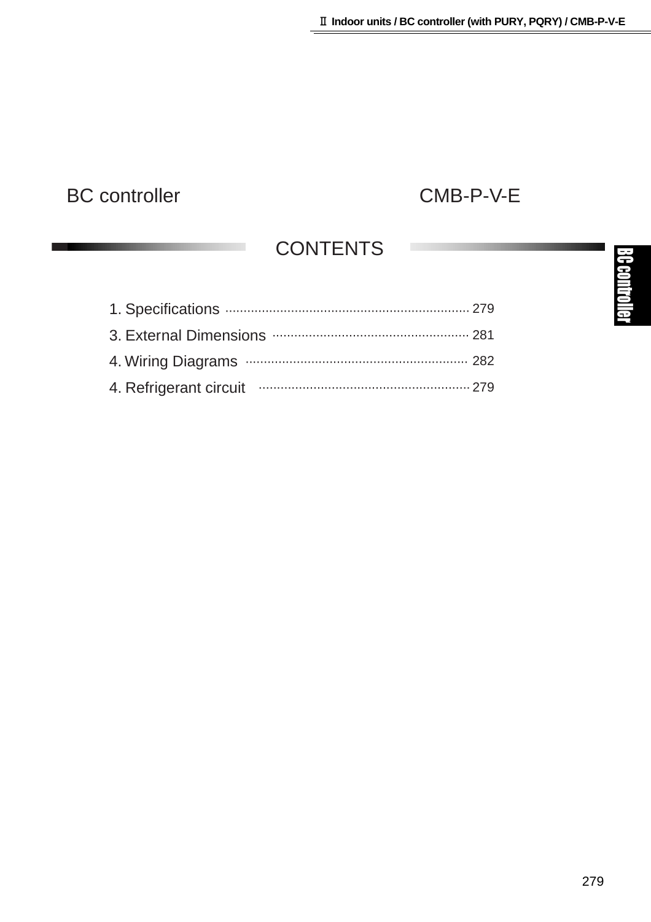# BC controller CMB-P-V-E

## CONTENTS

1. Specifications .................................................................. 279
3. External Dimensions ..................................................... 281
4. Wiring Diagrams ............................................................ 282
4. Refrigerant circuit .......................................................... 279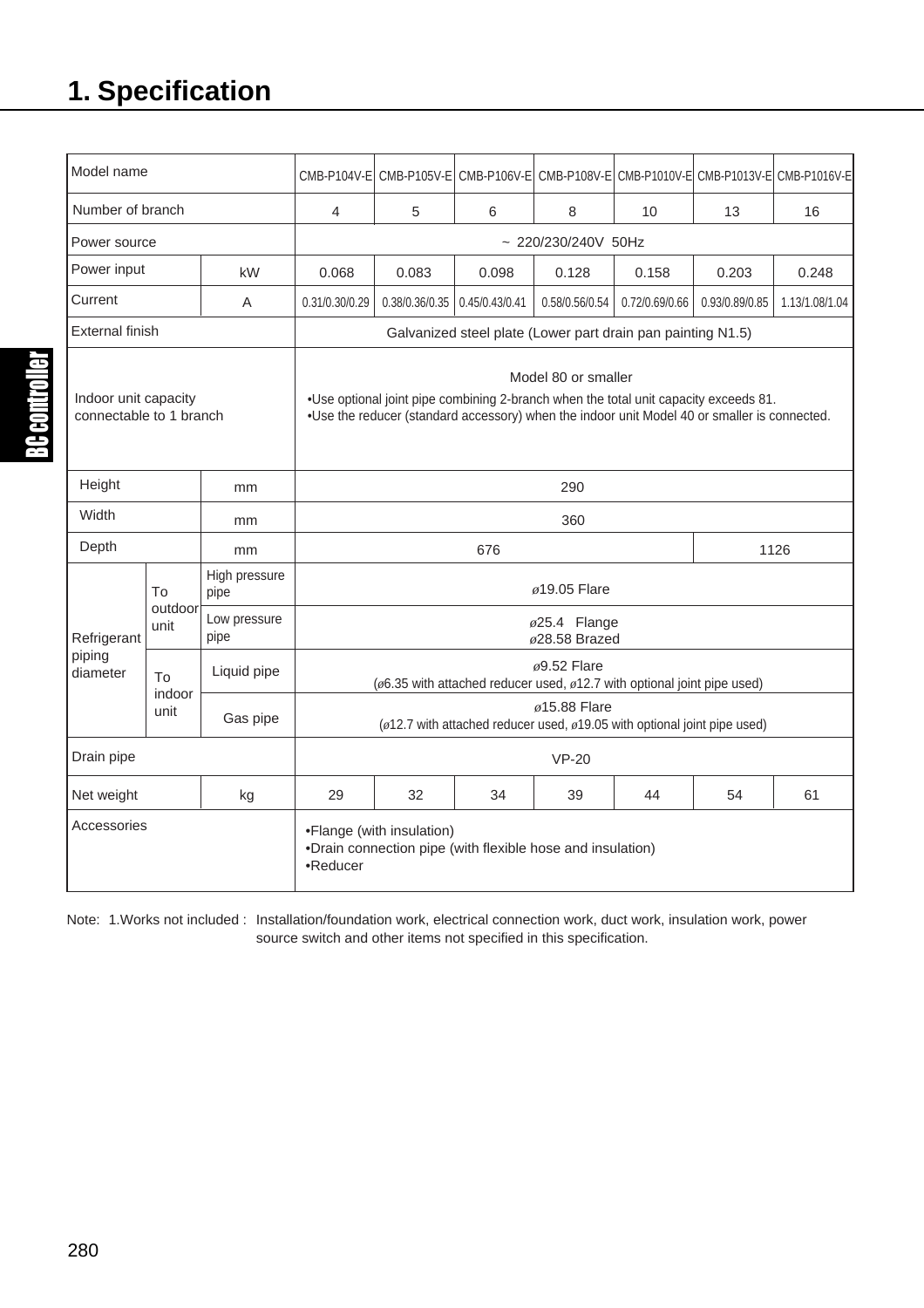# 1. Specification

| Model name | | | CMB-P104V-E | CMB-P105V-E | CMB-P106V-E | CMB-P108V-E | CMB-P1010V-E | CMB-P1013V-E | CMB-P1016V-E |
|---|---|---|---|---|---|---|---|---|---|
| Number of branch | | | 4 | 5 | 6 | 8 | 10 | 13 | 16 |
| Power source | | | ~ 220/230/240V 50Hz | | | | | | |
| Power input | | kW | 0.068 | 0.083 | 0.098 | 0.128 | 0.158 | 0.203 | 0.248 |
| Current | | A | 0.31/0.30/0.29 | 0.38/0.36/0.35 | 0.45/0.43/0.41 | 0.58/0.56/0.54 | 0.72/0.69/0.66 | 0.93/0.89/0.85 | 1.13/1.08/1.04 |
| External finish | | | Galvanized steel plate (Lower part drain pan painting N1.5) | | | | | | |
| Indoor unit capacity connectable to 1 branch | | | Model 80 or smaller<br>•Use optional joint pipe combining 2-branch when the total unit capacity exceeds 81.<br>•Use the reducer (standard accessory) when the indoor unit Model 40 or smaller is connected. | | | | | | |
| Height | | mm | 290 | | | | | | |
| Width | | mm | 360 | | | | | | |
| Depth | | mm | 676 | | | | | 1126 | |
| Refrigerant piping diameter | To outdoor unit | High pressure pipe | ø19.05 Flare | | | | | | |
| | | Low pressure pipe | ø25.4 Flange<br>ø28.58 Brazed | | | | | | |
| | To indoor unit | Liquid pipe | ø9.52 Flare<br>(ø6.35 with attached reducer used, ø12.7 with optional joint pipe used) | | | | | | |
| | | Gas pipe | ø15.88 Flare<br>(ø12.7 with attached reducer used, ø19.05 with optional joint pipe used) | | | | | | |
| Drain pipe | | | VP-20 | | | | | | |
| Net weight | | kg | 29 | 32 | 34 | 39 | 44 | 54 | 61 |
| Accessories | | | •Flange (with insulation)<br>•Drain connection pipe (with flexible hose and insulation)<br>•Reducer | | | | | | |

Note: 1.Works not included : Installation/foundation work, electrical connection work, duct work, insulation work, power source switch and other items not specified in this specification.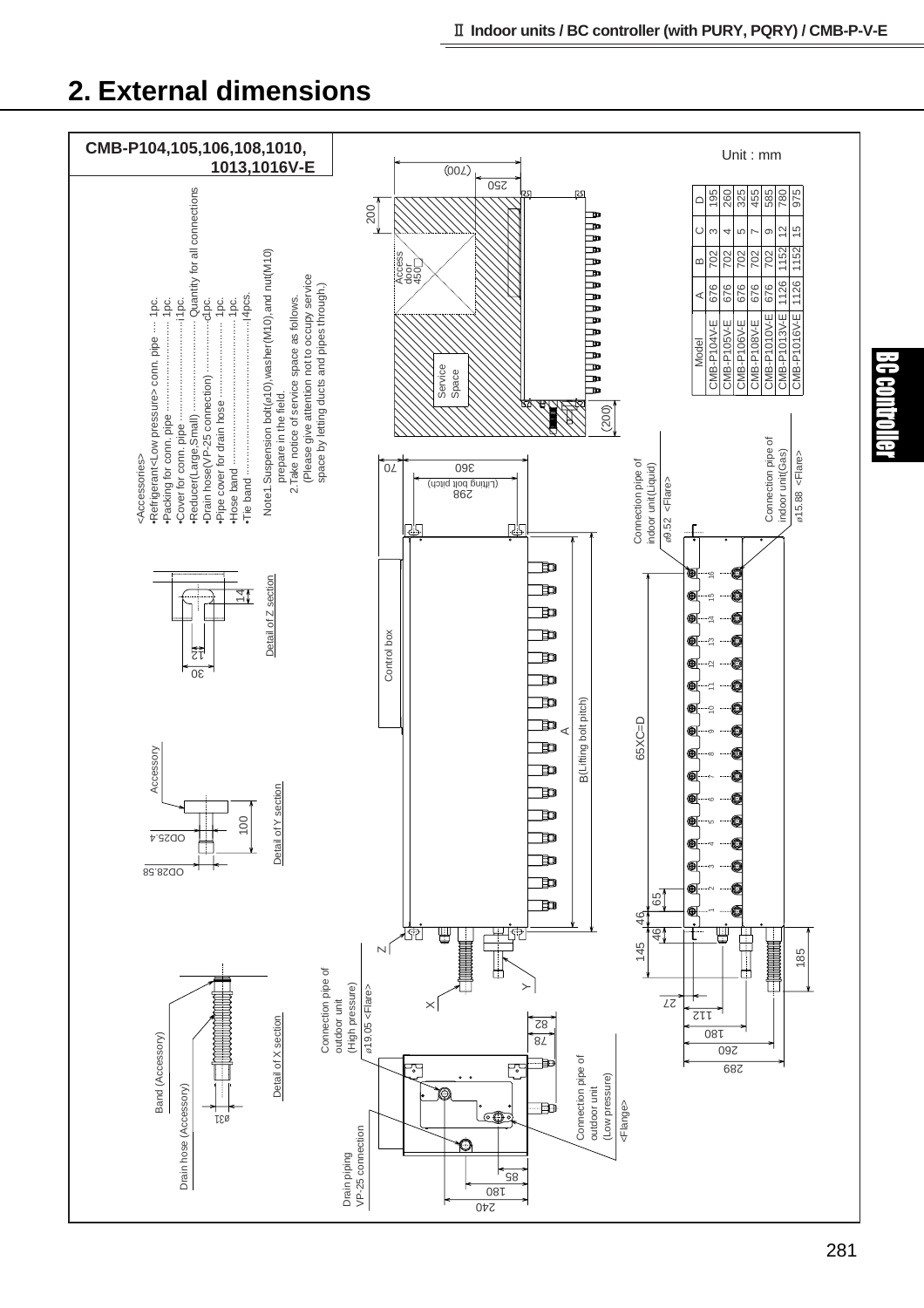## 2. External dimensions

**CMB-P104,105,106,108,1010, 1013,1016V-E**

Unit : mm

<Accessories>

- Refrigerant<Low pressure> conn. pipe ····· 1pc.
- Packing for conn. pipe ································ 1pc.
- Cover for conn. pipe ·································· 1pc.
- Reducer(Large,Small) ······················· Quantity for all connections
- Drain hose(VP-25 connection) ·················· 1pc.
- Pipe cover for drain hose ························ 1pc.
- Hose band ················································ 1pc.
- Tie band ················································ 4pcs.

Note1.Suspension bolt(ø10),washer(M10),and nut(M10) prepare in the field.

2.Take notice of service space as follows. (Please give attention not to occupy service space by letting ducts and pipes through.)

| Model | A | B | C | D |
|---|---|---|---|---|
| CMB-P104V-E | 676 | 702 | 3 | 195 |
| CMB-P105V-E | 676 | 702 | 4 | 260 |
| CMB-P106V-E | 676 | 702 | 5 | 325 |
| CMB-P108V-E | 676 | 702 | 7 | 455 |
| CMB-P1010V-E | 676 | 702 | 9 | 585 |
| CMB-P1013V-E | 1126 | 1152 | 12 | 780 |
| CMB-P1016V-E | 1126 | 1152 | 15 | 975 |

Detail of Z section

Detail of Y section

Detail of X section

Band (Accessory)

Drain hose (Accessory)

Drain piping VP-25 connection

Connection pipe of outdoor unit (High pressure) ø19.05 <Flare>

Connection pipe of outdoor unit (Low pressure) <Flange>

Connection pipe of indoor unit(Liquid) ø9.52 <Flare>

Connection pipe of indoor unit(Gas) ø15.88 <Flare>

Access door 450□

Service Space

Control box

B(Lifting bolt pitch)

298 (Lifting bolt pitch)

65XC=D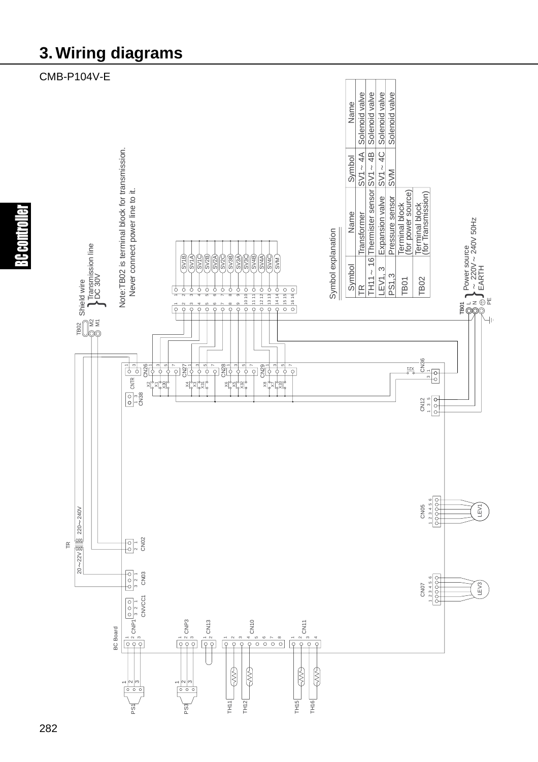# 3. Wiring diagrams

CMB-P104V-E

Note:TB02 is terminal block for transmission.
Never connect power line to it.

Shield wire
Transmission line
DC 30V

Power source
~ 220V ~ 240V 50Hz
EARTH

Symbol explanation

| Symbol | Name | Symbol | Name |
|---|---|---|---|
| TR | Transformer | SV1 ~ 4A | Solenoid valve |
| TH11 ~ 16 | Thermister sensor | SV1 ~ 4B | Solenoid valve |
| LEV1, 3 | Expansion valve | SV1 ~ 4C | Solenoid valve |
| PS1,3 | Pressure sensor | SVM | Solenoid valve |
| TB01 | Terminal block (for power source) | | |
| TB02 | Terminal block (for Transmission) | | |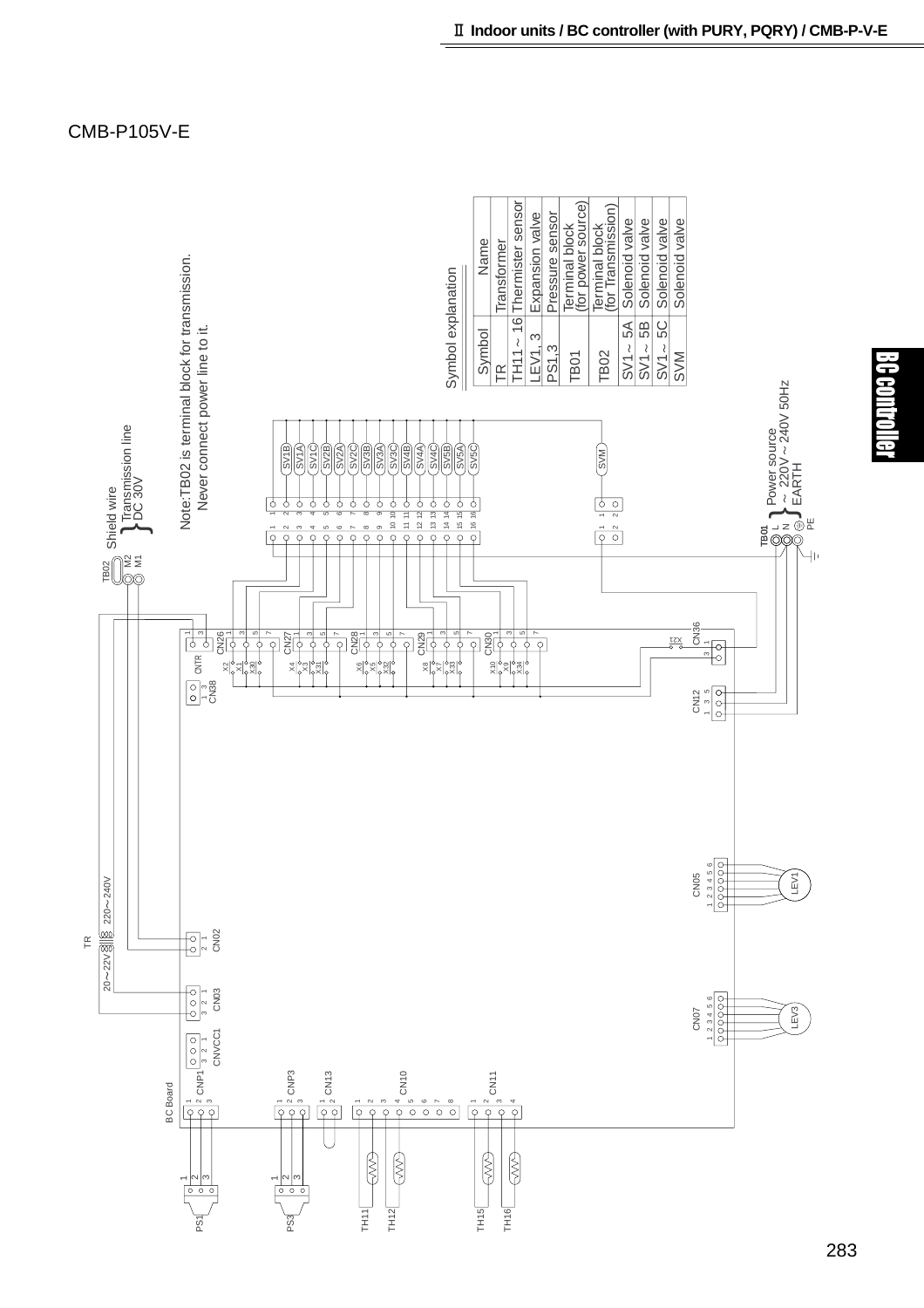CMB-P105V-E

Note:TB02 is terminal block for transmission.
Never connect power line to it.

TB02 M2 M1 — Shield wire, Transmission line DC 30V

TB01 L N PE — Power source ~ 220V ~ 240V 50Hz EARTH

Symbol explanation

| Symbol | Name |
|---|---|
| TR | Transformer |
| TH11 ~ 16 | Thermister sensor |
| LEV1, 3 | Expansion valve |
| PS1,3 | Pressure sensor |
| TB01 | Terminal block (for power source) |
| TB02 | Terminal block (for Transmission) |
| SV1 ~ 5A | Solenoid valve |
| SV1 ~ 5B | Solenoid valve |
| SV1 ~ 5C | Solenoid valve |
| SVM | Solenoid valve |

TR 20~22V 220~240V

BC Board

CN26 CN27 CN28 CN29 CN30 CN36 CN38 CNTR CN12 CN05 CN07 CN02 CN03 CNVCC1 CNP1 CNP3 CN13 CN10 CN11

SV1B SV1A SV1C SV2B SV2A SV2C SV3B SV3A SV3C SV4B SV4A SV4C SV5B SV5A SV5C SVM

LEV1 LEV3 PS1 PS3 TH11 TH12 TH15 TH16

BC controller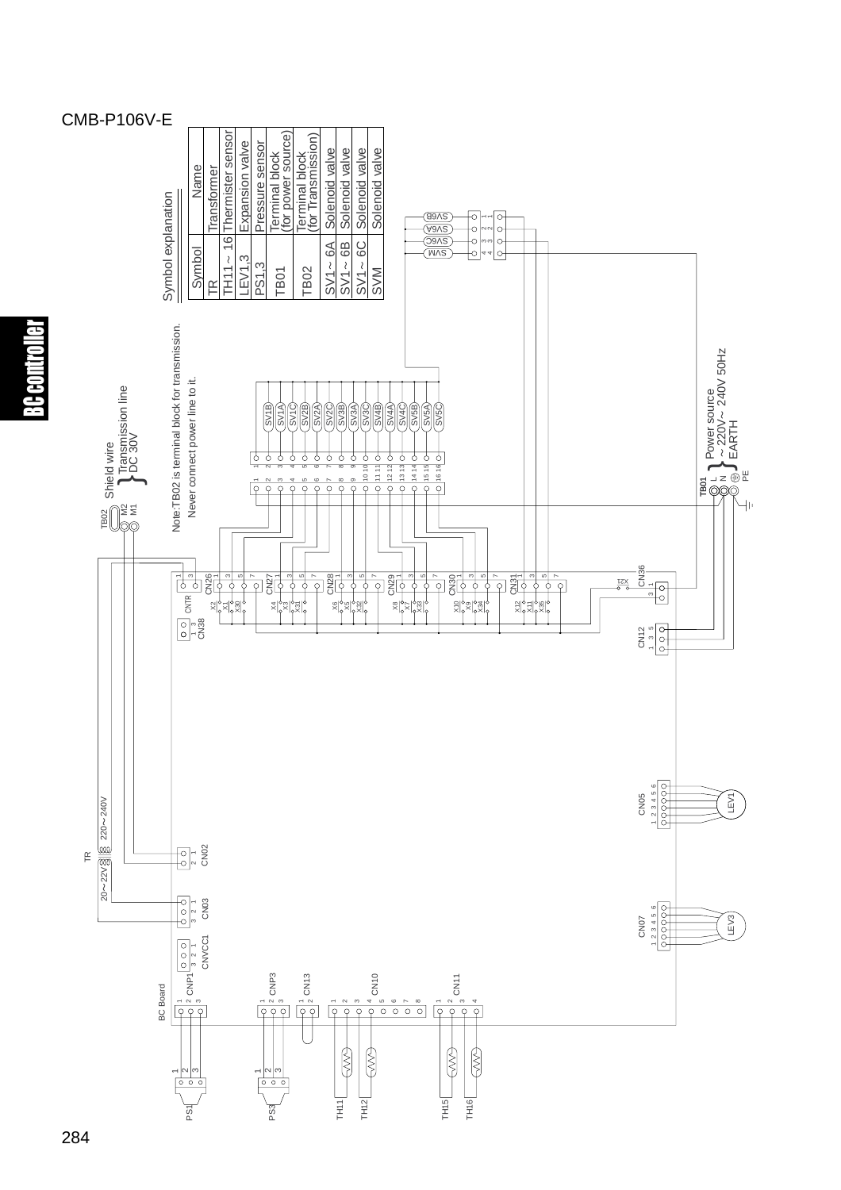# CMB-P106V-E

Symbol explanation

| Symbol | Name |
| --- | --- |
| TR | Transformer |
| TH11～16 | Thermister sensor |
| LEV1,3 | Expansion valve |
| PS1,3 | Pressure sensor |
| TB01 | Terminal block (for power source) |
| TB02 | Terminal block (for Transmission) |
| SV1～6A | Solenoid valve |
| SV1～6B | Solenoid valve |
| SV1～6C | Solenoid valve |
| SVM | Solenoid valve |

Note:TB02 is terminal block for transmission.
Never connect power line to it.

TB02 M2 M1 — Shield wire, Transmission line DC 30V

TB01 L N — Power source ~220V～240V 50Hz, EARTH (PE)

TR: 20～22V / 220～240V

BC Board

CN26, CN27, CN28, CN29, CN30, CN31, CN36, CN38, CNTR, CN12, CN05, CN07, CN02, CN03, CNVCC1, CNP1, CNP3, CN13, CN10, CN11

X1, X2, X3, X4, X5, X6, X7, X8, X9, X10, X11, X12, X21, X30, X31, X32, X33, X34, X35

SV1A, SV1B, SV1C, SV2A, SV2B, SV2C, SV3A, SV3B, SV3C, SV4A, SV4B, SV4C, SV5A, SV5B, SV5C, SV6A, SV6B, SV6C, SVM

LEV1, LEV3, PS1, PS3, TH11, TH12, TH15, TH16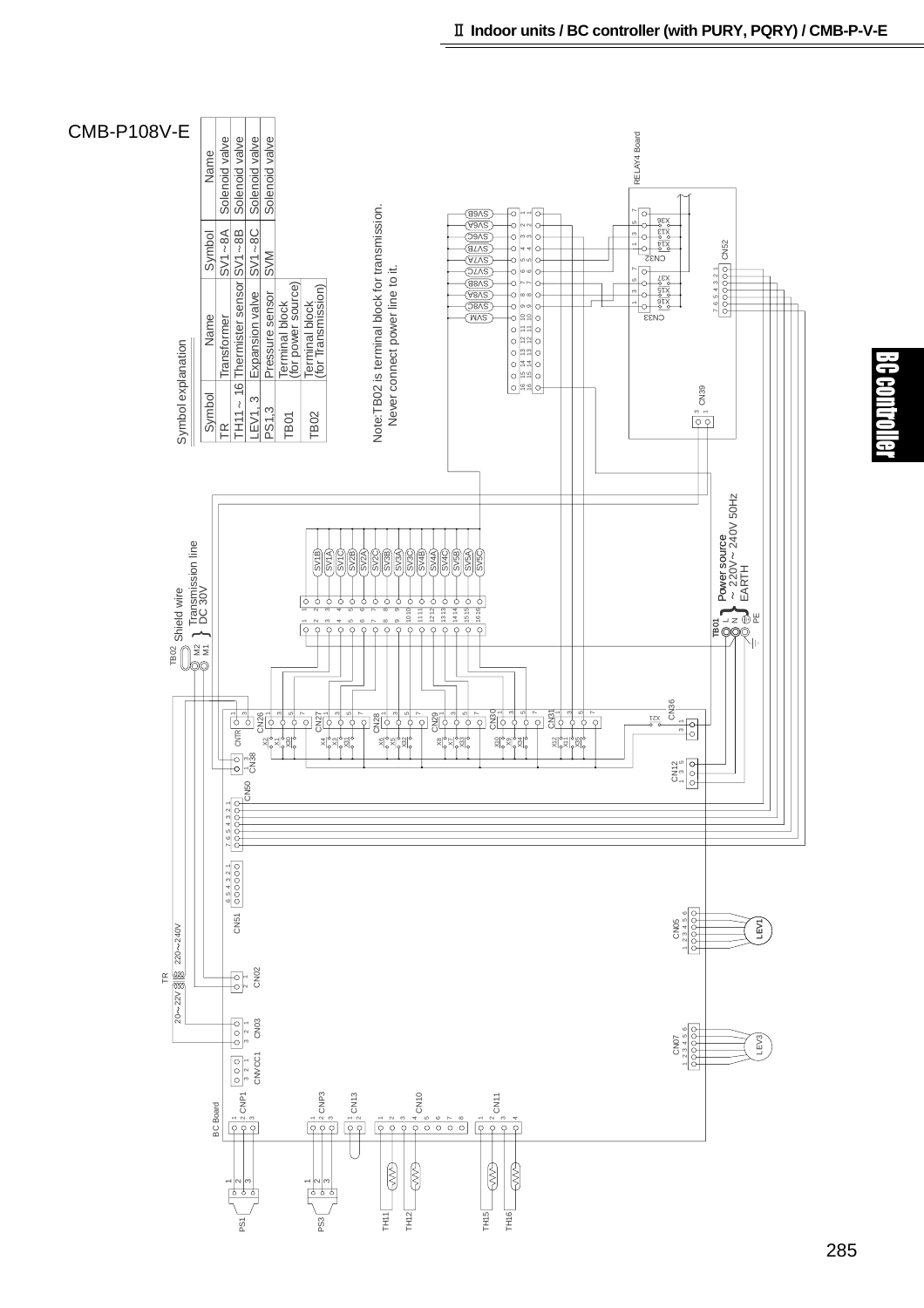# CMB-P108V-E

Symbol explanation

| Symbol | Name | Symbol | Name |
|---|---|---|---|
| TR | Transformer | SV1~8A | Solenoid valve |
| TH11~16 | Thermister sensor | SV1~8B | Solenoid valve |
| LEV1, 3 | Expansion valve | SV1~8C | Solenoid valve |
| PS1,3 | Pressure sensor | SVM | Solenoid valve |
| TB01 | Terminal block (for power source) | | |
| TB02 | Terminal block (for Transmission) | | |

Note:TB02 is terminal block for transmission. Never connect power line to it.

TB02 Shield wire M2 M1 Transmission line DC 30V

TB01 L N PE Power source ~ 220V~ 240V 50Hz EARTH

TR 20~22V 220~240V

RELAY4 Board

BC Board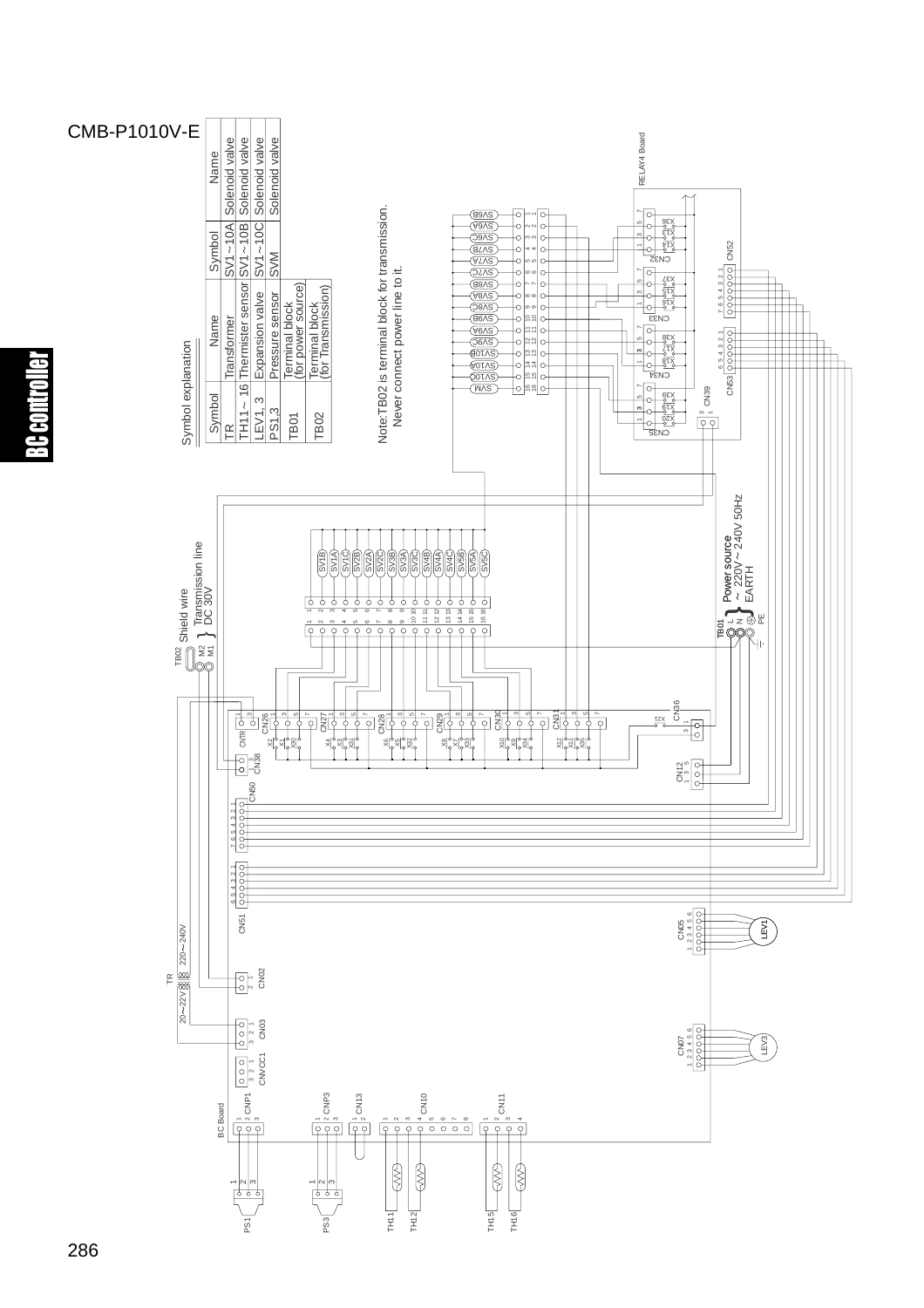# CMB-P1010V-E

## Symbol explanation

| Symbol | Name | Symbol | Name |
|---|---|---|---|
| TR | Transformer | SV1~10A | Solenoid valve |
| TH11~16 | Thermister sensor | SV1~10B | Solenoid valve |
| LEV1, 3 | Expansion valve | SV1~10C | Solenoid valve |
| PS1,3 | Pressure sensor | SVM | Solenoid valve |
| TB01 | Terminal block (for power source) | | |
| TB02 | Terminal block (for Transmission) | | |

Note:TB02 is terminal block for transmission. Never connect power line to it.

Power source ~ 220V~240V 50Hz EARTH

TB02 Shield wire M2 M1 Transmission line DC 30V

TB01 L N PE

TR 20~22V 220~240V

BC Board

RELAY4 Board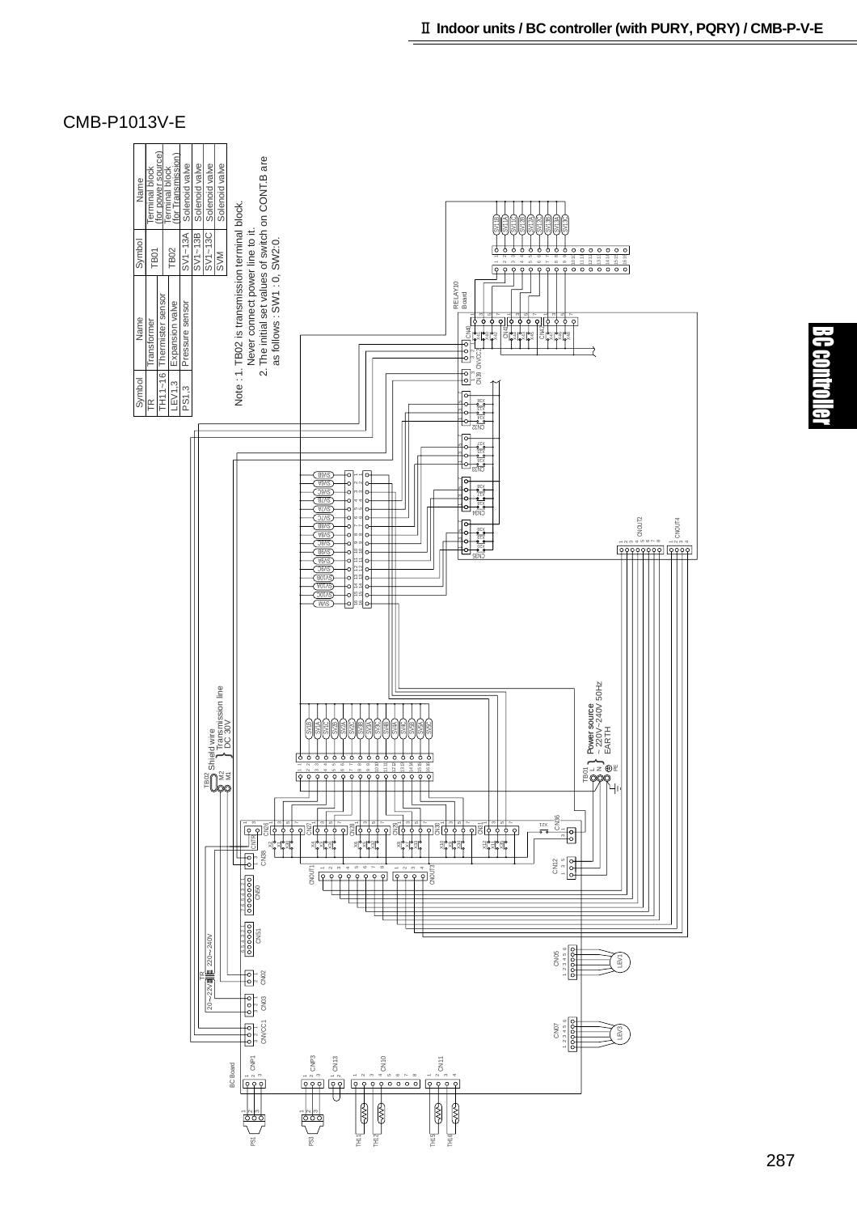## CMB-P1013V-E

| Symbol | Name |
| --- | --- |
| TR | Transformer |
| TH11~16 | Thermister sensor |
| LEV1,3 | Expansion valve |
| PS1,3 | Pressure sensor |

| Symbol | Name |
| --- | --- |
| TB01 | Terminal block (for power source) |
| TB02 | Terminal block (for Transmission) |
| SV1~13A | Solenoid valve |
| SV1~13B | Solenoid valve |
| SV1~13C | Solenoid valve |
| SVM | Solenoid valve |

Note : 1. TB02 is transmission terminal block. Never connect power line to it.
2. The initial set values of switch on CONT.B are as follows : SW1 : 0, SW2:0.

TB02 Shield wire M2 M1 Transmission line DC 30V

TB01 L N PE Power source ~ 220V~240V 50Hz EARTH

TR 20~22V 220~240V

BC Board

RELAY10 Board

CN40 CNVCC2 CN39 CN41 CN42 CN32 CN33 CN34 CN35 CNOUT2 CNOUT4

CN26 CN27 CN28 CN29 CN30 CN31 CN36 CNTR CN38 CNOUT1 CNOUT3 CN50 CN51 CN12 CN02 CN03 CNVCC1 CN05 CN07 CNP1 CNP3 CN13 CN10 CN11

LEV1 LEV3 PS1 PS3 TH11 TH12 TH15 TH16

SVM SV1A SV1B SV1C SV2A SV2B SV2C SV3A SV3B SV3C SV4A SV4B SV4C SV5A SV5B SV5C SV6A SV6B SV6C SV7A SV7B SV7C SV8A SV8B SV8C SV9A SV9B SV9C SV10A SV10B SV10C SV11A SV11B SV11C SV12A SV12B SV12C SV13A SV13B SV13C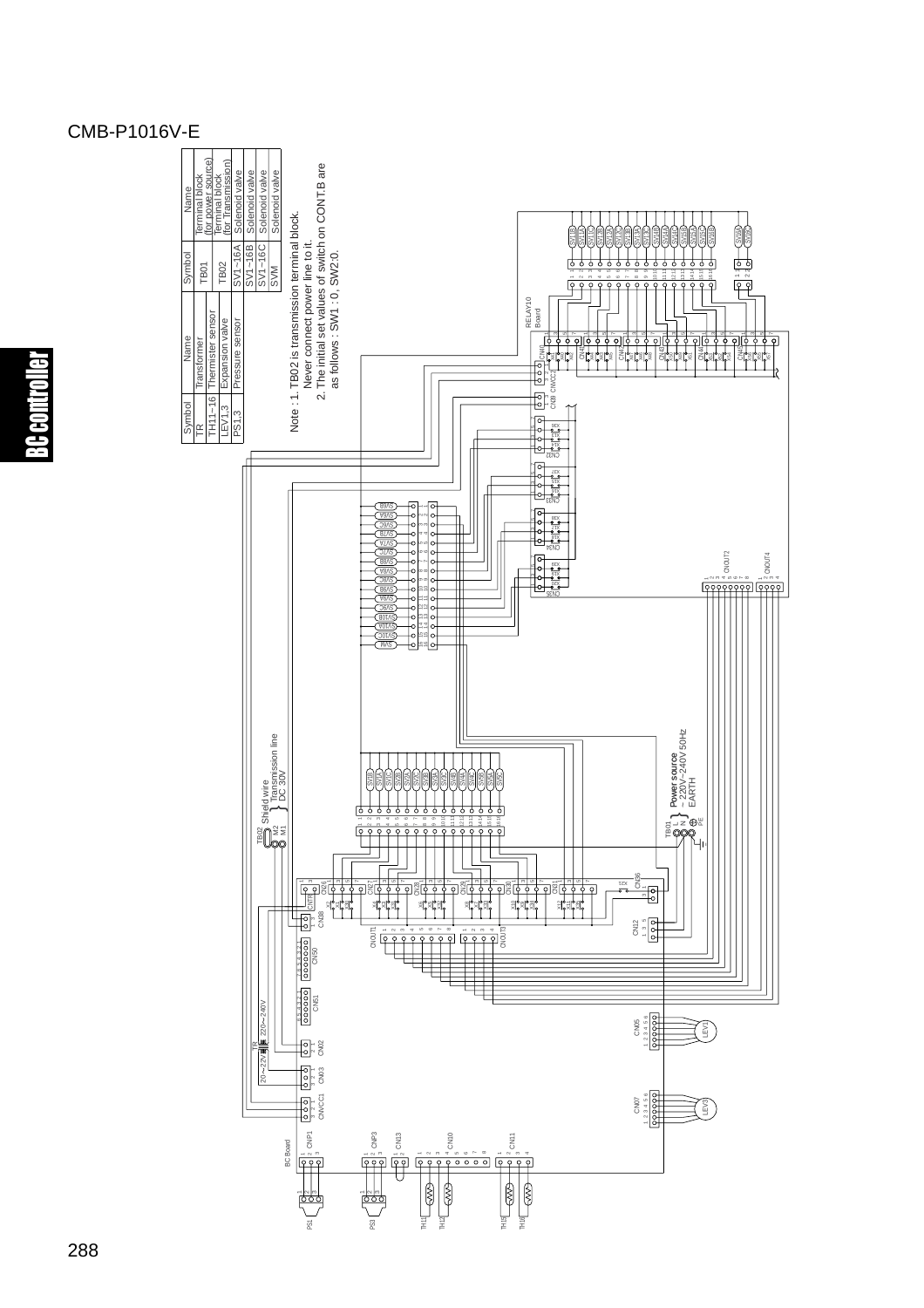# CMB-P1016V-E

| Symbol | Name | Symbol | Name |
|---|---|---|---|
| TR | Transformer | TB01 | Terminal block (for power source) |
| TH11~16 | Thermister sensor | TB02 | Terminal block (for Transmission) |
| LEV1,3 | Expansion valve | SV1~16A | Solenoid valve |
| PS1,3 | Pressure sensor | SV1~16B | Solenoid valve |
| | | SV1~16C | Solenoid valve |
| | | SVM | Solenoid valve |

Note : 1. TB02 is transmission terminal block.
Never connect power line to it.
2. The initial set values of switch on CONT.B are as follows : SW1 : 0 , SW2:0.

TB02 Shield wire M2 M1 Transmission line DC 30V

TB01 L N PE Power source ~220V~240V 50Hz EARTH

RELAY10 Board

BC Board

TR 220~240V 20~22V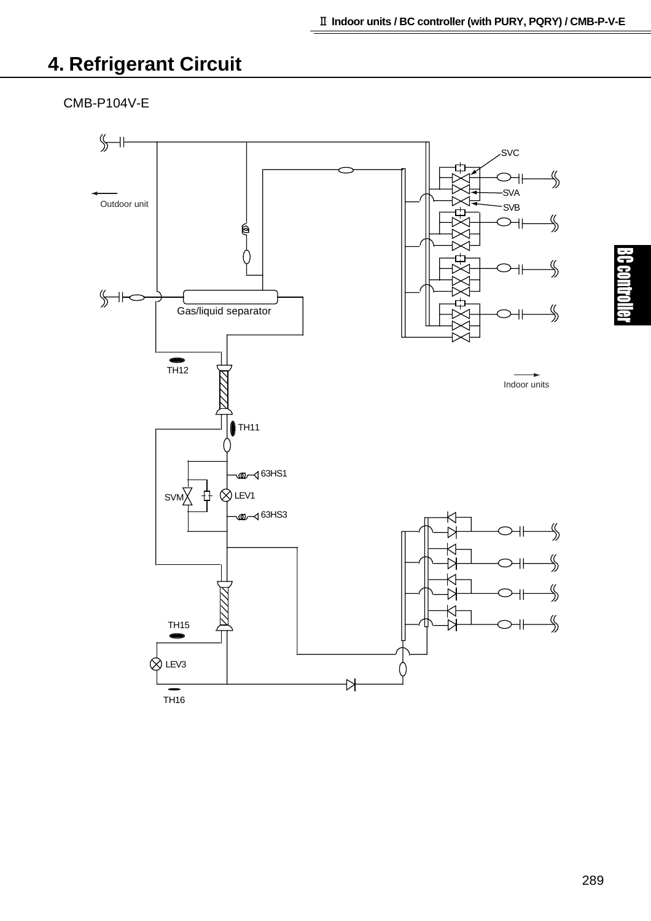# 4. Refrigerant Circuit

CMB-P104V-E

SVC

SVA

SVB

Outdoor unit

Gas/liquid separator

TH12

Indoor units

TH11

63HS1

SVM

LEV1

63HS3

TH15

LEV3

TH16